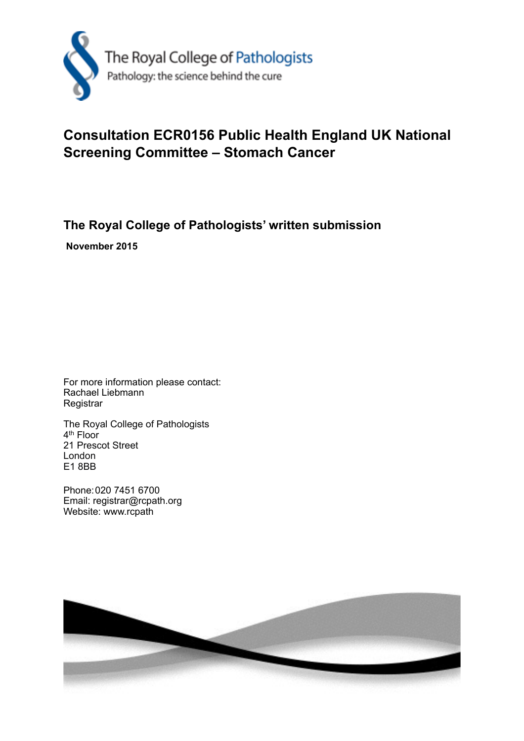The Royal College of Pathologists
Pathology: the science behind the cure

# Consultation ECR0156 Public Health England UK National Screening Committee – Stomach Cancer

## The Royal College of Pathologists' written submission

**November 2015**

For more information please contact:
Rachael Liebmann
Registrar

The Royal College of Pathologists
4th Floor
21 Prescot Street
London
E1 8BB

Phone: 020 7451 6700
Email: registrar@rcpath.org
Website: www.rcpath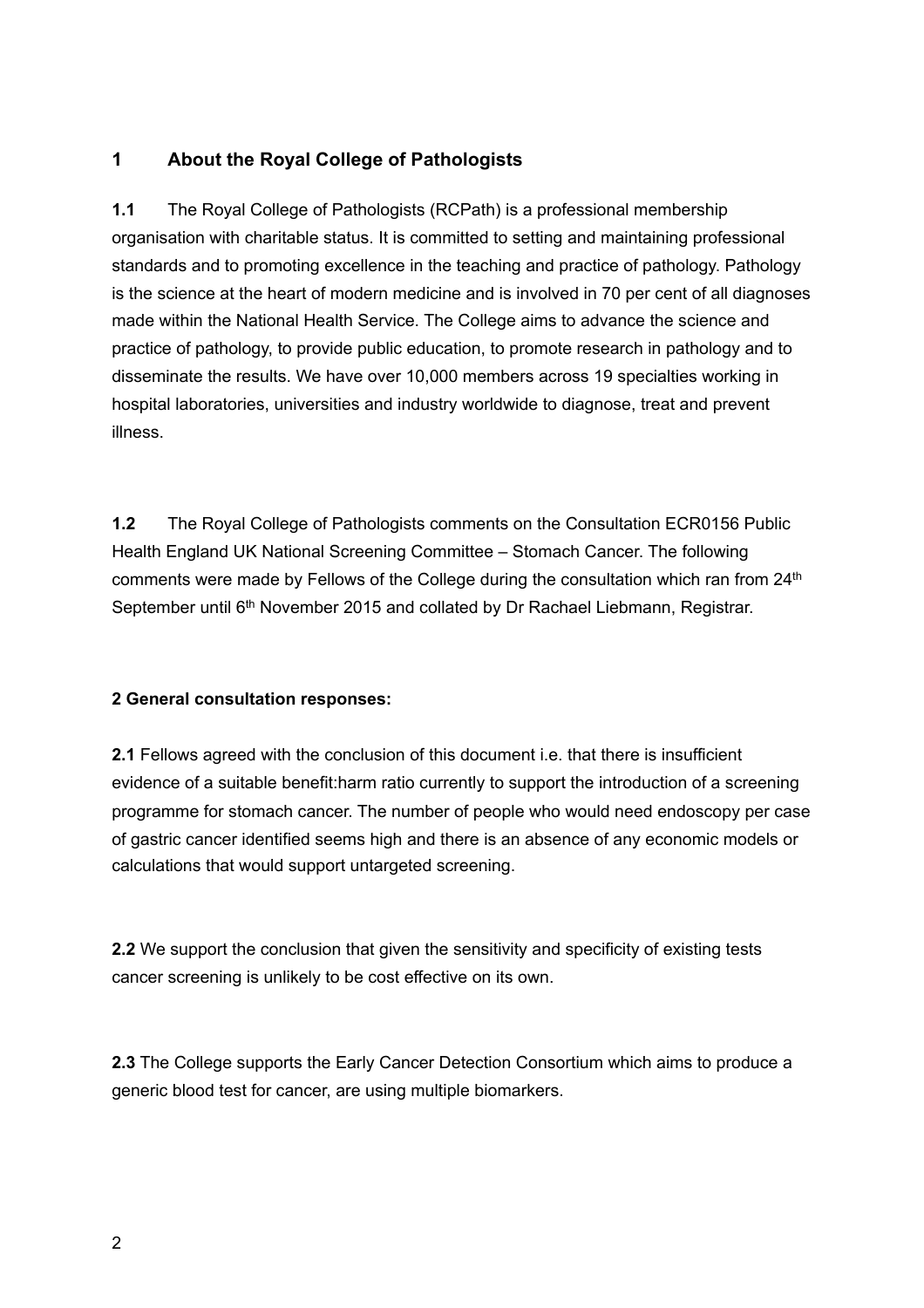## 1 About the Royal College of Pathologists

**1.1** The Royal College of Pathologists (RCPath) is a professional membership organisation with charitable status. It is committed to setting and maintaining professional standards and to promoting excellence in the teaching and practice of pathology. Pathology is the science at the heart of modern medicine and is involved in 70 per cent of all diagnoses made within the National Health Service. The College aims to advance the science and practice of pathology, to provide public education, to promote research in pathology and to disseminate the results. We have over 10,000 members across 19 specialties working in hospital laboratories, universities and industry worldwide to diagnose, treat and prevent illness.

**1.2** The Royal College of Pathologists comments on the Consultation ECR0156 Public Health England UK National Screening Committee – Stomach Cancer. The following comments were made by Fellows of the College during the consultation which ran from 24th September until 6th November 2015 and collated by Dr Rachael Liebmann, Registrar.

**2 General consultation responses:**

**2.1** Fellows agreed with the conclusion of this document i.e. that there is insufficient evidence of a suitable benefit:harm ratio currently to support the introduction of a screening programme for stomach cancer. The number of people who would need endoscopy per case of gastric cancer identified seems high and there is an absence of any economic models or calculations that would support untargeted screening.

**2.2** We support the conclusion that given the sensitivity and specificity of existing tests cancer screening is unlikely to be cost effective on its own.

**2.3** The College supports the Early Cancer Detection Consortium which aims to produce a generic blood test for cancer, are using multiple biomarkers.